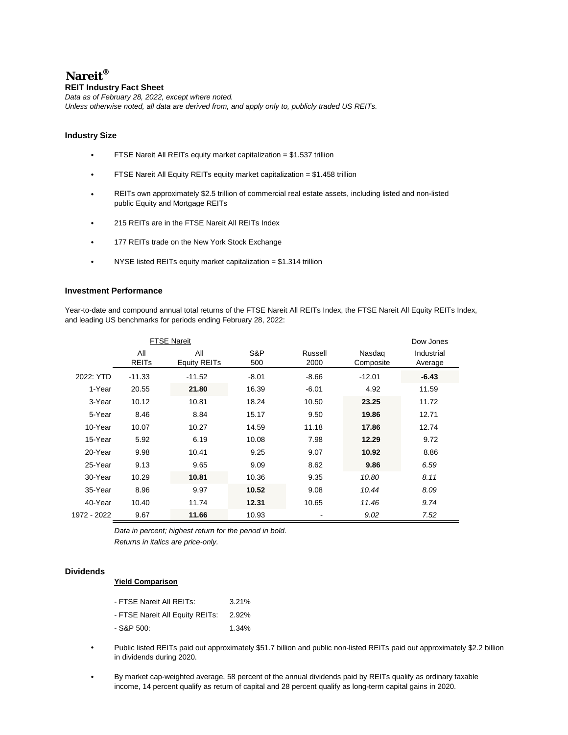# Nareit®

**REIT Industry Fact Sheet**

*Data as of February 28, 2022, except where noted.*
*Unless otherwise noted, all data are derived from, and apply only to, publicly traded US REITs.*

## Industry Size

- FTSE Nareit All REITs equity market capitalization = $1.537 trillion
- FTSE Nareit All Equity REITs equity market capitalization = $1.458 trillion
- REITs own approximately $2.5 trillion of commercial real estate assets, including listed and non-listed public Equity and Mortgage REITs
- 215 REITs are in the FTSE Nareit All REITs Index
- 177 REITs trade on the New York Stock Exchange
- NYSE listed REITs equity market capitalization = $1.314 trillion

## Investment Performance

Year-to-date and compound annual total returns of the FTSE Nareit All REITs Index, the FTSE Nareit All Equity REITs Index, and leading US benchmarks for periods ending February 28, 2022:

| | FTSE Nareit | | | | | Dow Jones |
|---|---|---|---|---|---|---|
| | All REITs | All Equity REITs | S&P 500 | Russell 2000 | Nasdaq Composite | Industrial Average |
| 2022: YTD | -11.33 | -11.52 | -8.01 | -8.66 | -12.01 | **-6.43** |
| 1-Year | 20.55 | **21.80** | 16.39 | -6.01 | 4.92 | 11.59 |
| 3-Year | 10.12 | 10.81 | 18.24 | 10.50 | **23.25** | 11.72 |
| 5-Year | 8.46 | 8.84 | 15.17 | 9.50 | **19.86** | 12.71 |
| 10-Year | 10.07 | 10.27 | 14.59 | 11.18 | **17.86** | 12.74 |
| 15-Year | 5.92 | 6.19 | 10.08 | 7.98 | **12.29** | 9.72 |
| 20-Year | 9.98 | 10.41 | 9.25 | 9.07 | **10.92** | 8.86 |
| 25-Year | 9.13 | 9.65 | 9.09 | 8.62 | **9.86** | *6.59* |
| 30-Year | 10.29 | **10.81** | 10.36 | 9.35 | *10.80* | *8.11* |
| 35-Year | 8.96 | 9.97 | **10.52** | 9.08 | *10.44* | *8.09* |
| 40-Year | 10.40 | 11.74 | **12.31** | 10.65 | *11.46* | *9.74* |
| 1972 - 2022 | 9.67 | **11.66** | 10.93 | - | *9.02* | *7.52* |

*Data in percent; highest return for the period in bold.*
*Returns in italics are price-only.*

## Dividends

**Yield Comparison**

- FTSE Nareit All REITs: 3.21%
- FTSE Nareit All Equity REITs: 2.92%
- S&P 500: 1.34%

- Public listed REITs paid out approximately $51.7 billion and public non-listed REITs paid out approximately $2.2 billion in dividends during 2020.
- By market cap-weighted average, 58 percent of the annual dividends paid by REITs qualify as ordinary taxable income, 14 percent qualify as return of capital and 28 percent qualify as long-term capital gains in 2020.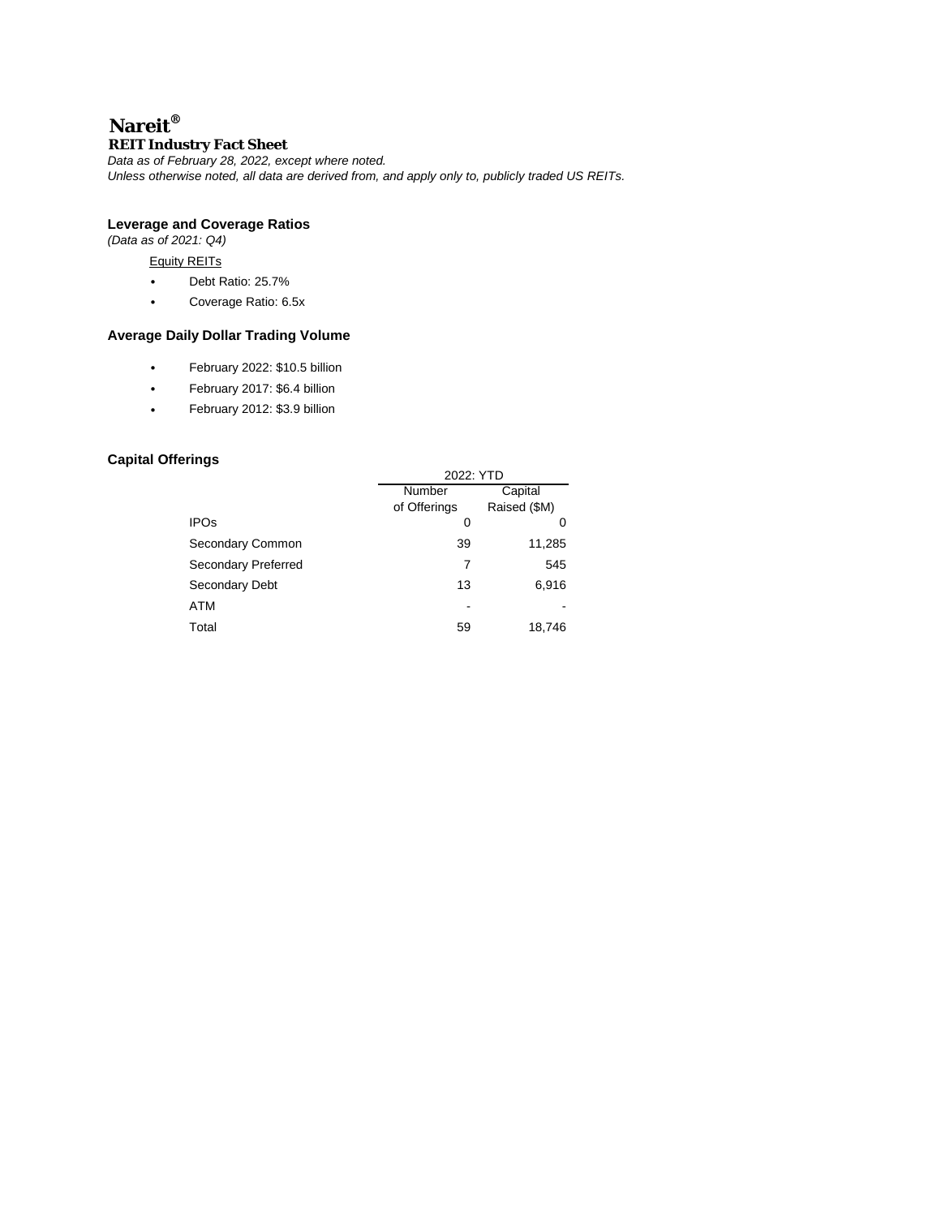# Nareit®

**REIT Industry Fact Sheet**

*Data as of February 28, 2022, except where noted.*
*Unless otherwise noted, all data are derived from, and apply only to, publicly traded US REITs.*

## Leverage and Coverage Ratios

*(Data as of 2021: Q4)*

Equity REITs

- Debt Ratio: 25.7%
- Coverage Ratio: 6.5x

## Average Daily Dollar Trading Volume

- February 2022: $10.5 billion
- February 2017: $6.4 billion
- February 2012: $3.9 billion

## Capital Offerings

| | 2022: YTD | |
|---|---|---|
| | Number of Offerings | Capital Raised ($M) |
| IPOs | 0 | 0 |
| Secondary Common | 39 | 11,285 |
| Secondary Preferred | 7 | 545 |
| Secondary Debt | 13 | 6,916 |
| ATM | - | - |
| Total | 59 | 18,746 |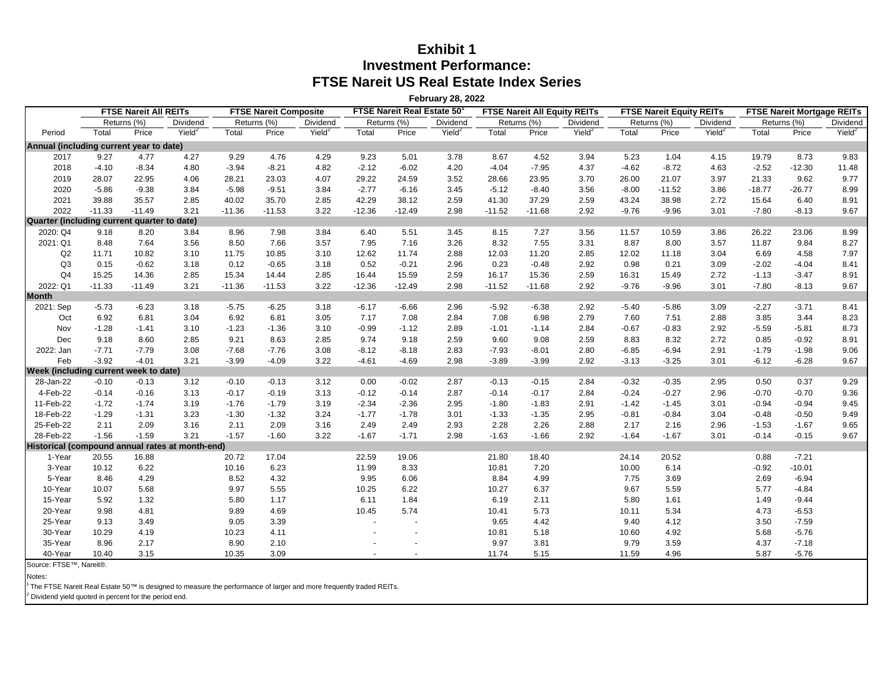# Exhibit 1
# Investment Performance:
# FTSE Nareit US Real Estate Index Series

**February 28, 2022**

| | FTSE Nareit All REITs | | | FTSE Nareit Composite | | | FTSE Nareit Real Estate 50[1] | | | FTSE Nareit All Equity REITs | | | FTSE Nareit Equity REITs | | | FTSE Nareit Mortgage REITs | | |
|---|---|---|---|---|---|---|---|---|---|---|---|---|---|---|---|---|---|---|
| | Returns (%) | | Dividend | Returns (%) | | Dividend | Returns (%) | | Dividend | Returns (%) | | Dividend | Returns (%) | | Dividend | Returns (%) | | Dividend |
| Period | Total | Price | Yield[2] | Total | Price | Yield[2] | Total | Price | Yield[2] | Total | Price | Yield[2] | Total | Price | Yield[2] | Total | Price | Yield[2] |
| **Annual (including current year to date)** | | | | | | | | | | | | | | | | | | |
| 2017 | 9.27 | 4.77 | 4.27 | 9.29 | 4.76 | 4.29 | 9.23 | 5.01 | 3.78 | 8.67 | 4.52 | 3.94 | 5.23 | 1.04 | 4.15 | 19.79 | 8.73 | 9.83 |
| 2018 | -4.10 | -8.34 | 4.80 | -3.94 | -8.21 | 4.82 | -2.12 | -6.02 | 4.20 | -4.04 | -7.95 | 4.37 | -4.62 | -8.72 | 4.63 | -2.52 | -12.30 | 11.48 |
| 2019 | 28.07 | 22.95 | 4.06 | 28.21 | 23.03 | 4.07 | 29.22 | 24.59 | 3.52 | 28.66 | 23.95 | 3.70 | 26.00 | 21.07 | 3.97 | 21.33 | 9.62 | 9.77 |
| 2020 | -5.86 | -9.38 | 3.84 | -5.98 | -9.51 | 3.84 | -2.77 | -6.16 | 3.45 | -5.12 | -8.40 | 3.56 | -8.00 | -11.52 | 3.86 | -18.77 | -26.77 | 8.99 |
| 2021 | 39.88 | 35.57 | 2.85 | 40.02 | 35.70 | 2.85 | 42.29 | 38.12 | 2.59 | 41.30 | 37.29 | 2.59 | 43.24 | 38.98 | 2.72 | 15.64 | 6.40 | 8.91 |
| 2022 | -11.33 | -11.49 | 3.21 | -11.36 | -11.53 | 3.22 | -12.36 | -12.49 | 2.98 | -11.52 | -11.68 | 2.92 | -9.76 | -9.96 | 3.01 | -7.80 | -8.13 | 9.67 |
| **Quarter (including current quarter to date)** | | | | | | | | | | | | | | | | | | |
| 2020: Q4 | 9.18 | 8.20 | 3.84 | 8.96 | 7.98 | 3.84 | 6.40 | 5.51 | 3.45 | 8.15 | 7.27 | 3.56 | 11.57 | 10.59 | 3.86 | 26.22 | 23.06 | 8.99 |
| 2021: Q1 | 8.48 | 7.64 | 3.56 | 8.50 | 7.66 | 3.57 | 7.95 | 7.16 | 3.26 | 8.32 | 7.55 | 3.31 | 8.87 | 8.00 | 3.57 | 11.87 | 9.84 | 8.27 |
| Q2 | 11.71 | 10.82 | 3.10 | 11.75 | 10.85 | 3.10 | 12.62 | 11.74 | 2.88 | 12.03 | 11.20 | 2.85 | 12.02 | 11.18 | 3.04 | 6.69 | 4.58 | 7.97 |
| Q3 | 0.15 | -0.62 | 3.18 | 0.12 | -0.65 | 3.18 | 0.52 | -0.21 | 2.96 | 0.23 | -0.48 | 2.92 | 0.98 | 0.21 | 3.09 | -2.02 | -4.04 | 8.41 |
| Q4 | 15.25 | 14.36 | 2.85 | 15.34 | 14.44 | 2.85 | 16.44 | 15.59 | 2.59 | 16.17 | 15.36 | 2.59 | 16.31 | 15.49 | 2.72 | -1.13 | -3.47 | 8.91 |
| 2022: Q1 | -11.33 | -11.49 | 3.21 | -11.36 | -11.53 | 3.22 | -12.36 | -12.49 | 2.98 | -11.52 | -11.68 | 2.92 | -9.76 | -9.96 | 3.01 | -7.80 | -8.13 | 9.67 |
| **Month** | | | | | | | | | | | | | | | | | | |
| 2021: Sep | -5.73 | -6.23 | 3.18 | -5.75 | -6.25 | 3.18 | -6.17 | -6.66 | 2.96 | -5.92 | -6.38 | 2.92 | -5.40 | -5.86 | 3.09 | -2.27 | -3.71 | 8.41 |
| Oct | 6.92 | 6.81 | 3.04 | 6.92 | 6.81 | 3.05 | 7.17 | 7.08 | 2.84 | 7.08 | 6.98 | 2.79 | 7.60 | 7.51 | 2.88 | 3.85 | 3.44 | 8.23 |
| Nov | -1.28 | -1.41 | 3.10 | -1.23 | -1.36 | 3.10 | -0.99 | -1.12 | 2.89 | -1.01 | -1.14 | 2.84 | -0.67 | -0.83 | 2.92 | -5.59 | -5.81 | 8.73 |
| Dec | 9.18 | 8.60 | 2.85 | 9.21 | 8.63 | 2.85 | 9.74 | 9.18 | 2.59 | 9.60 | 9.08 | 2.59 | 8.83 | 8.32 | 2.72 | 0.85 | -0.92 | 8.91 |
| 2022: Jan | -7.71 | -7.79 | 3.08 | -7.68 | -7.76 | 3.08 | -8.12 | -8.18 | 2.83 | -7.93 | -8.01 | 2.80 | -6.85 | -6.94 | 2.91 | -1.79 | -1.98 | 9.06 |
| Feb | -3.92 | -4.01 | 3.21 | -3.99 | -4.09 | 3.22 | -4.61 | -4.69 | 2.98 | -3.89 | -3.99 | 2.92 | -3.13 | -3.25 | 3.01 | -6.12 | -6.28 | 9.67 |
| **Week (including current week to date)** | | | | | | | | | | | | | | | | | | |
| 28-Jan-22 | -0.10 | -0.13 | 3.12 | -0.10 | -0.13 | 3.12 | 0.00 | -0.02 | 2.87 | -0.13 | -0.15 | 2.84 | -0.32 | -0.35 | 2.95 | 0.50 | 0.37 | 9.29 |
| 4-Feb-22 | -0.14 | -0.16 | 3.13 | -0.17 | -0.19 | 3.13 | -0.12 | -0.14 | 2.87 | -0.14 | -0.17 | 2.84 | -0.24 | -0.27 | 2.96 | -0.70 | -0.70 | 9.36 |
| 11-Feb-22 | -1.72 | -1.74 | 3.19 | -1.76 | -1.79 | 3.19 | -2.34 | -2.36 | 2.95 | -1.80 | -1.83 | 2.91 | -1.42 | -1.45 | 3.01 | -0.94 | -0.94 | 9.45 |
| 18-Feb-22 | -1.29 | -1.31 | 3.23 | -1.30 | -1.32 | 3.24 | -1.77 | -1.78 | 3.01 | -1.33 | -1.35 | 2.95 | -0.81 | -0.84 | 3.04 | -0.48 | -0.50 | 9.49 |
| 25-Feb-22 | 2.11 | 2.09 | 3.16 | 2.11 | 2.09 | 3.16 | 2.49 | 2.49 | 2.93 | 2.28 | 2.26 | 2.88 | 2.17 | 2.16 | 2.96 | -1.53 | -1.67 | 9.65 |
| 28-Feb-22 | -1.56 | -1.59 | 3.21 | -1.57 | -1.60 | 3.22 | -1.67 | -1.71 | 2.98 | -1.63 | -1.66 | 2.92 | -1.64 | -1.67 | 3.01 | -0.14 | -0.15 | 9.67 |
| **Historical (compound annual rates at month-end)** | | | | | | | | | | | | | | | | | | |
| 1-Year | 20.55 | 16.88 | | 20.72 | 17.04 | | 22.59 | 19.06 | | 21.80 | 18.40 | | 24.14 | 20.52 | | 0.88 | -7.21 | |
| 3-Year | 10.12 | 6.22 | | 10.16 | 6.23 | | 11.99 | 8.33 | | 10.81 | 7.20 | | 10.00 | 6.14 | | -0.92 | -10.01 | |
| 5-Year | 8.46 | 4.29 | | 8.52 | 4.32 | | 9.95 | 6.06 | | 8.84 | 4.99 | | 7.75 | 3.69 | | 2.69 | -6.94 | |
| 10-Year | 10.07 | 5.68 | | 9.97 | 5.55 | | 10.25 | 6.22 | | 10.27 | 6.37 | | 9.67 | 5.59 | | 5.77 | -4.84 | |
| 15-Year | 5.92 | 1.32 | | 5.80 | 1.17 | | 6.11 | 1.84 | | 6.19 | 2.11 | | 5.80 | 1.61 | | 1.49 | -9.44 | |
| 20-Year | 9.98 | 4.81 | | 9.89 | 4.69 | | 10.45 | 5.74 | | 10.41 | 5.73 | | 10.11 | 5.34 | | 4.73 | -6.53 | |
| 25-Year | 9.13 | 3.49 | | 9.05 | 3.39 | | - | - | | 9.65 | 4.42 | | 9.40 | 4.12 | | 3.50 | -7.59 | |
| 30-Year | 10.29 | 4.19 | | 10.23 | 4.11 | | - | - | | 10.81 | 5.18 | | 10.60 | 4.92 | | 5.68 | -5.76 | |
| 35-Year | 8.96 | 2.17 | | 8.90 | 2.10 | | - | - | | 9.97 | 3.81 | | 9.79 | 3.59 | | 4.37 | -7.18 | |
| 40-Year | 10.40 | 3.15 | | 10.35 | 3.09 | | - | - | | 11.74 | 5.15 | | 11.59 | 4.96 | | 5.87 | -5.76 | |

Source: FTSE™, Nareit®.

Notes:

[1] The FTSE Nareit Real Estate 50™ is designed to measure the performance of larger and more frequently traded REITs.

[2] Dividend yield quoted in percent for the period end.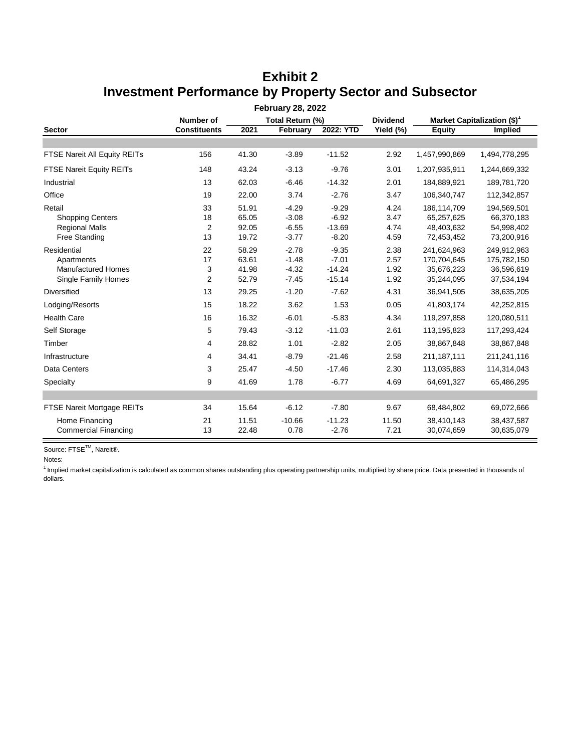# Exhibit 2
# Investment Performance by Property Sector and Subsector

**February 28, 2022**

| Sector | Number of Constituents | Total Return (%) | | | Dividend Yield (%) | Market Capitalization ($)[1] | |
|---|---|---|---|---|---|---|---|
| | | 2021 | February | 2022: YTD | | Equity | Implied |
| FTSE Nareit All Equity REITs | 156 | 41.30 | -3.89 | -11.52 | 2.92 | 1,457,990,869 | 1,494,778,295 |
| FTSE Nareit Equity REITs | 148 | 43.24 | -3.13 | -9.76 | 3.01 | 1,207,935,911 | 1,244,669,332 |
| Industrial | 13 | 62.03 | -6.46 | -14.32 | 2.01 | 184,889,921 | 189,781,720 |
| Office | 19 | 22.00 | 3.74 | -2.76 | 3.47 | 106,340,747 | 112,342,857 |
| Retail | 33 | 51.91 | -4.29 | -9.29 | 4.24 | 186,114,709 | 194,569,501 |
| Shopping Centers | 18 | 65.05 | -3.08 | -6.92 | 3.47 | 65,257,625 | 66,370,183 |
| Regional Malls | 2 | 92.05 | -6.55 | -13.69 | 4.74 | 48,403,632 | 54,998,402 |
| Free Standing | 13 | 19.72 | -3.77 | -8.20 | 4.59 | 72,453,452 | 73,200,916 |
| Residential | 22 | 58.29 | -2.78 | -9.35 | 2.38 | 241,624,963 | 249,912,963 |
| Apartments | 17 | 63.61 | -1.48 | -7.01 | 2.57 | 170,704,645 | 175,782,150 |
| Manufactured Homes | 3 | 41.98 | -4.32 | -14.24 | 1.92 | 35,676,223 | 36,596,619 |
| Single Family Homes | 2 | 52.79 | -7.45 | -15.14 | 1.92 | 35,244,095 | 37,534,194 |
| Diversified | 13 | 29.25 | -1.20 | -7.62 | 4.31 | 36,941,505 | 38,635,205 |
| Lodging/Resorts | 15 | 18.22 | 3.62 | 1.53 | 0.05 | 41,803,174 | 42,252,815 |
| Health Care | 16 | 16.32 | -6.01 | -5.83 | 4.34 | 119,297,858 | 120,080,511 |
| Self Storage | 5 | 79.43 | -3.12 | -11.03 | 2.61 | 113,195,823 | 117,293,424 |
| Timber | 4 | 28.82 | 1.01 | -2.82 | 2.05 | 38,867,848 | 38,867,848 |
| Infrastructure | 4 | 34.41 | -8.79 | -21.46 | 2.58 | 211,187,111 | 211,241,116 |
| Data Centers | 3 | 25.47 | -4.50 | -17.46 | 2.30 | 113,035,883 | 114,314,043 |
| Specialty | 9 | 41.69 | 1.78 | -6.77 | 4.69 | 64,691,327 | 65,486,295 |
| FTSE Nareit Mortgage REITs | 34 | 15.64 | -6.12 | -7.80 | 9.67 | 68,484,802 | 69,072,666 |
| Home Financing | 21 | 11.51 | -10.66 | -11.23 | 11.50 | 38,410,143 | 38,437,587 |
| Commercial Financing | 13 | 22.48 | 0.78 | -2.76 | 7.21 | 30,074,659 | 30,635,079 |

Source: FTSE™, Nareit®.

Notes:

[1] Implied market capitalization is calculated as common shares outstanding plus operating partnership units, multiplied by share price. Data presented in thousands of dollars.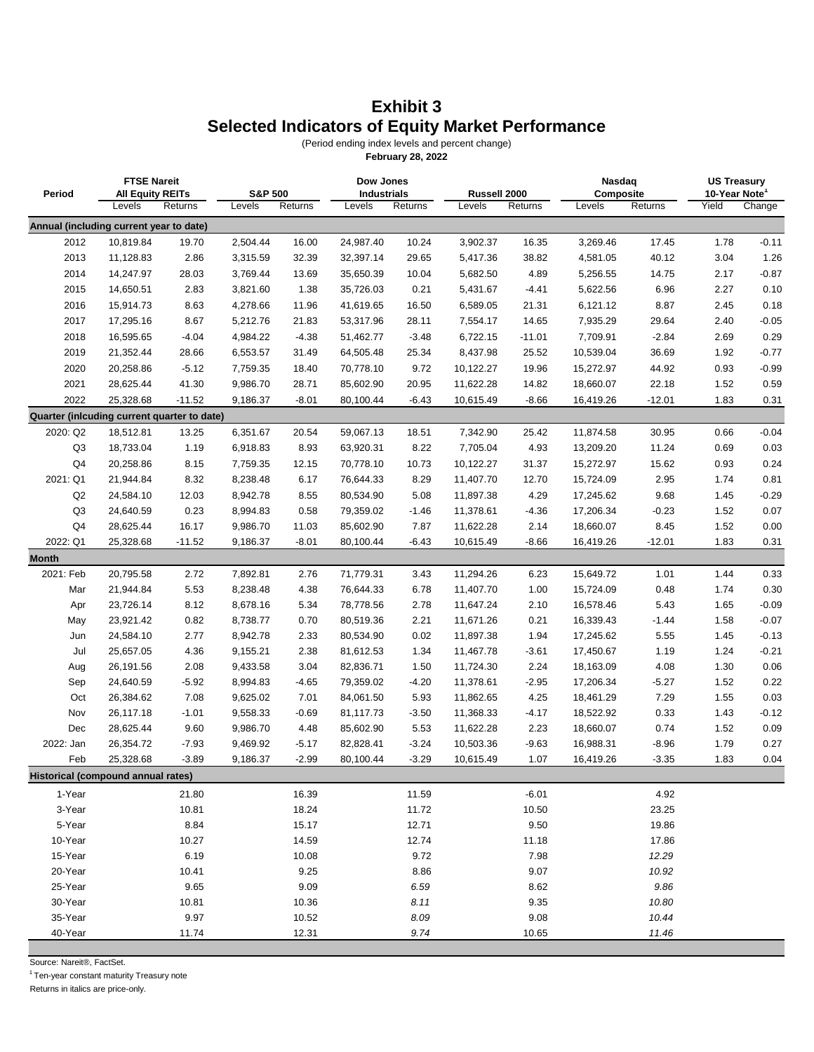# Exhibit 3
## Selected Indicators of Equity Market Performance

(Period ending index levels and percent change)

**February 28, 2022**

| Period | FTSE Nareit All Equity REITs | | S&P 500 | | Dow Jones Industrials | | Russell 2000 | | Nasdaq Composite | | US Treasury 10-Year Note[1] | |
|---|---|---|---|---|---|---|---|---|---|---|---|---|
| | Levels | Returns | Levels | Returns | Levels | Returns | Levels | Returns | Levels | Returns | Yield | Change |
| **Annual (including current year to date)** | | | | | | | | | | | | |
| 2012 | 10,819.84 | 19.70 | 2,504.44 | 16.00 | 24,987.40 | 10.24 | 3,902.37 | 16.35 | 3,269.46 | 17.45 | 1.78 | -0.11 |
| 2013 | 11,128.83 | 2.86 | 3,315.59 | 32.39 | 32,397.14 | 29.65 | 5,417.36 | 38.82 | 4,581.05 | 40.12 | 3.04 | 1.26 |
| 2014 | 14,247.97 | 28.03 | 3,769.44 | 13.69 | 35,650.39 | 10.04 | 5,682.50 | 4.89 | 5,256.55 | 14.75 | 2.17 | -0.87 |
| 2015 | 14,650.51 | 2.83 | 3,821.60 | 1.38 | 35,726.03 | 0.21 | 5,431.67 | -4.41 | 5,622.56 | 6.96 | 2.27 | 0.10 |
| 2016 | 15,914.73 | 8.63 | 4,278.66 | 11.96 | 41,619.65 | 16.50 | 6,589.05 | 21.31 | 6,121.12 | 8.87 | 2.45 | 0.18 |
| 2017 | 17,295.16 | 8.67 | 5,212.76 | 21.83 | 53,317.96 | 28.11 | 7,554.17 | 14.65 | 7,935.29 | 29.64 | 2.40 | -0.05 |
| 2018 | 16,595.65 | -4.04 | 4,984.22 | -4.38 | 51,462.77 | -3.48 | 6,722.15 | -11.01 | 7,709.91 | -2.84 | 2.69 | 0.29 |
| 2019 | 21,352.44 | 28.66 | 6,553.57 | 31.49 | 64,505.48 | 25.34 | 8,437.98 | 25.52 | 10,539.04 | 36.69 | 1.92 | -0.77 |
| 2020 | 20,258.86 | -5.12 | 7,759.35 | 18.40 | 70,778.10 | 9.72 | 10,122.27 | 19.96 | 15,272.97 | 44.92 | 0.93 | -0.99 |
| 2021 | 28,625.44 | 41.30 | 9,986.70 | 28.71 | 85,602.90 | 20.95 | 11,622.28 | 14.82 | 18,660.07 | 22.18 | 1.52 | 0.59 |
| 2022 | 25,328.68 | -11.52 | 9,186.37 | -8.01 | 80,100.44 | -6.43 | 10,615.49 | -8.66 | 16,419.26 | -12.01 | 1.83 | 0.31 |
| **Quarter (inlcuding current quarter to date)** | | | | | | | | | | | | |
| 2020: Q2 | 18,512.81 | 13.25 | 6,351.67 | 20.54 | 59,067.13 | 18.51 | 7,342.90 | 25.42 | 11,874.58 | 30.95 | 0.66 | -0.04 |
| Q3 | 18,733.04 | 1.19 | 6,918.83 | 8.93 | 63,920.31 | 8.22 | 7,705.04 | 4.93 | 13,209.20 | 11.24 | 0.69 | 0.03 |
| Q4 | 20,258.86 | 8.15 | 7,759.35 | 12.15 | 70,778.10 | 10.73 | 10,122.27 | 31.37 | 15,272.97 | 15.62 | 0.93 | 0.24 |
| 2021: Q1 | 21,944.84 | 8.32 | 8,238.48 | 6.17 | 76,644.33 | 8.29 | 11,407.70 | 12.70 | 15,724.09 | 2.95 | 1.74 | 0.81 |
| Q2 | 24,584.10 | 12.03 | 8,942.78 | 8.55 | 80,534.90 | 5.08 | 11,897.38 | 4.29 | 17,245.62 | 9.68 | 1.45 | -0.29 |
| Q3 | 24,640.59 | 0.23 | 8,994.83 | 0.58 | 79,359.02 | -1.46 | 11,378.61 | -4.36 | 17,206.34 | -0.23 | 1.52 | 0.07 |
| Q4 | 28,625.44 | 16.17 | 9,986.70 | 11.03 | 85,602.90 | 7.87 | 11,622.28 | 2.14 | 18,660.07 | 8.45 | 1.52 | 0.00 |
| 2022: Q1 | 25,328.68 | -11.52 | 9,186.37 | -8.01 | 80,100.44 | -6.43 | 10,615.49 | -8.66 | 16,419.26 | -12.01 | 1.83 | 0.31 |
| **Month** | | | | | | | | | | | | |
| 2021: Feb | 20,795.58 | 2.72 | 7,892.81 | 2.76 | 71,779.31 | 3.43 | 11,294.26 | 6.23 | 15,649.72 | 1.01 | 1.44 | 0.33 |
| Mar | 21,944.84 | 5.53 | 8,238.48 | 4.38 | 76,644.33 | 6.78 | 11,407.70 | 1.00 | 15,724.09 | 0.48 | 1.74 | 0.30 |
| Apr | 23,726.14 | 8.12 | 8,678.16 | 5.34 | 78,778.56 | 2.78 | 11,647.24 | 2.10 | 16,578.46 | 5.43 | 1.65 | -0.09 |
| May | 23,921.42 | 0.82 | 8,738.77 | 0.70 | 80,519.36 | 2.21 | 11,671.26 | 0.21 | 16,339.43 | -1.44 | 1.58 | -0.07 |
| Jun | 24,584.10 | 2.77 | 8,942.78 | 2.33 | 80,534.90 | 0.02 | 11,897.38 | 1.94 | 17,245.62 | 5.55 | 1.45 | -0.13 |
| Jul | 25,657.05 | 4.36 | 9,155.21 | 2.38 | 81,612.53 | 1.34 | 11,467.78 | -3.61 | 17,450.67 | 1.19 | 1.24 | -0.21 |
| Aug | 26,191.56 | 2.08 | 9,433.58 | 3.04 | 82,836.71 | 1.50 | 11,724.30 | 2.24 | 18,163.09 | 4.08 | 1.30 | 0.06 |
| Sep | 24,640.59 | -5.92 | 8,994.83 | -4.65 | 79,359.02 | -4.20 | 11,378.61 | -2.95 | 17,206.34 | -5.27 | 1.52 | 0.22 |
| Oct | 26,384.62 | 7.08 | 9,625.02 | 7.01 | 84,061.50 | 5.93 | 11,862.65 | 4.25 | 18,461.29 | 7.29 | 1.55 | 0.03 |
| Nov | 26,117.18 | -1.01 | 9,558.33 | -0.69 | 81,117.73 | -3.50 | 11,368.33 | -4.17 | 18,522.92 | 0.33 | 1.43 | -0.12 |
| Dec | 28,625.44 | 9.60 | 9,986.70 | 4.48 | 85,602.90 | 5.53 | 11,622.28 | 2.23 | 18,660.07 | 0.74 | 1.52 | 0.09 |
| 2022: Jan | 26,354.72 | -7.93 | 9,469.92 | -5.17 | 82,828.41 | -3.24 | 10,503.36 | -9.63 | 16,988.31 | -8.96 | 1.79 | 0.27 |
| Feb | 25,328.68 | -3.89 | 9,186.37 | -2.99 | 80,100.44 | -3.29 | 10,615.49 | 1.07 | 16,419.26 | -3.35 | 1.83 | 0.04 |
| **Historical (compound annual rates)** | | | | | | | | | | | | |
| 1-Year | | 21.80 | | 16.39 | | 11.59 | | -6.01 | | 4.92 | | |
| 3-Year | | 10.81 | | 18.24 | | 11.72 | | 10.50 | | 23.25 | | |
| 5-Year | | 8.84 | | 15.17 | | 12.71 | | 9.50 | | 19.86 | | |
| 10-Year | | 10.27 | | 14.59 | | 12.74 | | 11.18 | | 17.86 | | |
| 15-Year | | 6.19 | | 10.08 | | 9.72 | | 7.98 | | *12.29* | | |
| 20-Year | | 10.41 | | 9.25 | | 8.86 | | 9.07 | | *10.92* | | |
| 25-Year | | 9.65 | | 9.09 | | *6.59* | | 8.62 | | *9.86* | | |
| 30-Year | | 10.81 | | 10.36 | | *8.11* | | 9.35 | | *10.80* | | |
| 35-Year | | 9.97 | | 10.52 | | *8.09* | | 9.08 | | *10.44* | | |
| 40-Year | | 11.74 | | 12.31 | | *9.74* | | 10.65 | | *11.46* | | |

Source: Nareit®, FactSet.

[1] Ten-year constant maturity Treasury note

Returns in italics are price-only.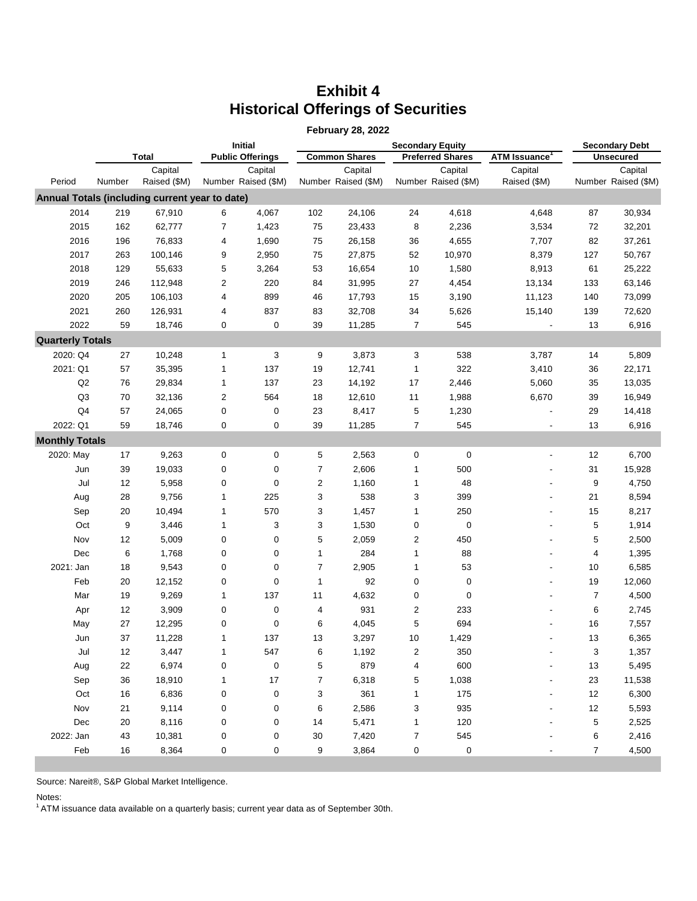# Exhibit 4
# Historical Offerings of Securities

**February 28, 2022**

| | Total | | Initial Public Offerings | | Secondary Equity: Common Shares | | Secondary Equity: Preferred Shares | | Secondary Equity: ATM Issuance[1] | Secondary Debt: Unsecured | |
|---|---|---|---|---|---|---|---|---|---|---|---|
| Period | Number | Capital Raised ($M) | Number | Capital Raised ($M) | Number | Capital Raised ($M) | Number | Capital Raised ($M) | Capital Raised ($M) | Number | Capital Raised ($M) |
| **Annual Totals (including current year to date)** | | | | | | | | | | | |
| 2014 | 219 | 67,910 | 6 | 4,067 | 102 | 24,106 | 24 | 4,618 | 4,648 | 87 | 30,934 |
| 2015 | 162 | 62,777 | 7 | 1,423 | 75 | 23,433 | 8 | 2,236 | 3,534 | 72 | 32,201 |
| 2016 | 196 | 76,833 | 4 | 1,690 | 75 | 26,158 | 36 | 4,655 | 7,707 | 82 | 37,261 |
| 2017 | 263 | 100,146 | 9 | 2,950 | 75 | 27,875 | 52 | 10,970 | 8,379 | 127 | 50,767 |
| 2018 | 129 | 55,633 | 5 | 3,264 | 53 | 16,654 | 10 | 1,580 | 8,913 | 61 | 25,222 |
| 2019 | 246 | 112,948 | 2 | 220 | 84 | 31,995 | 27 | 4,454 | 13,134 | 133 | 63,146 |
| 2020 | 205 | 106,103 | 4 | 899 | 46 | 17,793 | 15 | 3,190 | 11,123 | 140 | 73,099 |
| 2021 | 260 | 126,931 | 4 | 837 | 83 | 32,708 | 34 | 5,626 | 15,140 | 139 | 72,620 |
| 2022 | 59 | 18,746 | 0 | 0 | 39 | 11,285 | 7 | 545 | - | 13 | 6,916 |
| **Quarterly Totals** | | | | | | | | | | | |
| 2020: Q4 | 27 | 10,248 | 1 | 3 | 9 | 3,873 | 3 | 538 | 3,787 | 14 | 5,809 |
| 2021: Q1 | 57 | 35,395 | 1 | 137 | 19 | 12,741 | 1 | 322 | 3,410 | 36 | 22,171 |
| Q2 | 76 | 29,834 | 1 | 137 | 23 | 14,192 | 17 | 2,446 | 5,060 | 35 | 13,035 |
| Q3 | 70 | 32,136 | 2 | 564 | 18 | 12,610 | 11 | 1,988 | 6,670 | 39 | 16,949 |
| Q4 | 57 | 24,065 | 0 | 0 | 23 | 8,417 | 5 | 1,230 | - | 29 | 14,418 |
| 2022: Q1 | 59 | 18,746 | 0 | 0 | 39 | 11,285 | 7 | 545 | - | 13 | 6,916 |
| **Monthly Totals** | | | | | | | | | | | |
| 2020: May | 17 | 9,263 | 0 | 0 | 5 | 2,563 | 0 | 0 | - | 12 | 6,700 |
| Jun | 39 | 19,033 | 0 | 0 | 7 | 2,606 | 1 | 500 | - | 31 | 15,928 |
| Jul | 12 | 5,958 | 0 | 0 | 2 | 1,160 | 1 | 48 | - | 9 | 4,750 |
| Aug | 28 | 9,756 | 1 | 225 | 3 | 538 | 3 | 399 | - | 21 | 8,594 |
| Sep | 20 | 10,494 | 1 | 570 | 3 | 1,457 | 1 | 250 | - | 15 | 8,217 |
| Oct | 9 | 3,446 | 1 | 3 | 3 | 1,530 | 0 | 0 | - | 5 | 1,914 |
| Nov | 12 | 5,009 | 0 | 0 | 5 | 2,059 | 2 | 450 | - | 5 | 2,500 |
| Dec | 6 | 1,768 | 0 | 0 | 1 | 284 | 1 | 88 | - | 4 | 1,395 |
| 2021: Jan | 18 | 9,543 | 0 | 0 | 7 | 2,905 | 1 | 53 | - | 10 | 6,585 |
| Feb | 20 | 12,152 | 0 | 0 | 1 | 92 | 0 | 0 | - | 19 | 12,060 |
| Mar | 19 | 9,269 | 1 | 137 | 11 | 4,632 | 0 | 0 | - | 7 | 4,500 |
| Apr | 12 | 3,909 | 0 | 0 | 4 | 931 | 2 | 233 | - | 6 | 2,745 |
| May | 27 | 12,295 | 0 | 0 | 6 | 4,045 | 5 | 694 | - | 16 | 7,557 |
| Jun | 37 | 11,228 | 1 | 137 | 13 | 3,297 | 10 | 1,429 | - | 13 | 6,365 |
| Jul | 12 | 3,447 | 1 | 547 | 6 | 1,192 | 2 | 350 | - | 3 | 1,357 |
| Aug | 22 | 6,974 | 0 | 0 | 5 | 879 | 4 | 600 | - | 13 | 5,495 |
| Sep | 36 | 18,910 | 1 | 17 | 7 | 6,318 | 5 | 1,038 | - | 23 | 11,538 |
| Oct | 16 | 6,836 | 0 | 0 | 3 | 361 | 1 | 175 | - | 12 | 6,300 |
| Nov | 21 | 9,114 | 0 | 0 | 6 | 2,586 | 3 | 935 | - | 12 | 5,593 |
| Dec | 20 | 8,116 | 0 | 0 | 14 | 5,471 | 1 | 120 | - | 5 | 2,525 |
| 2022: Jan | 43 | 10,381 | 0 | 0 | 30 | 7,420 | 7 | 545 | - | 6 | 2,416 |
| Feb | 16 | 8,364 | 0 | 0 | 9 | 3,864 | 0 | 0 | - | 7 | 4,500 |

Source: Nareit®, S&P Global Market Intelligence.

Notes:
[1] ATM issuance data available on a quarterly basis; current year data as of September 30th.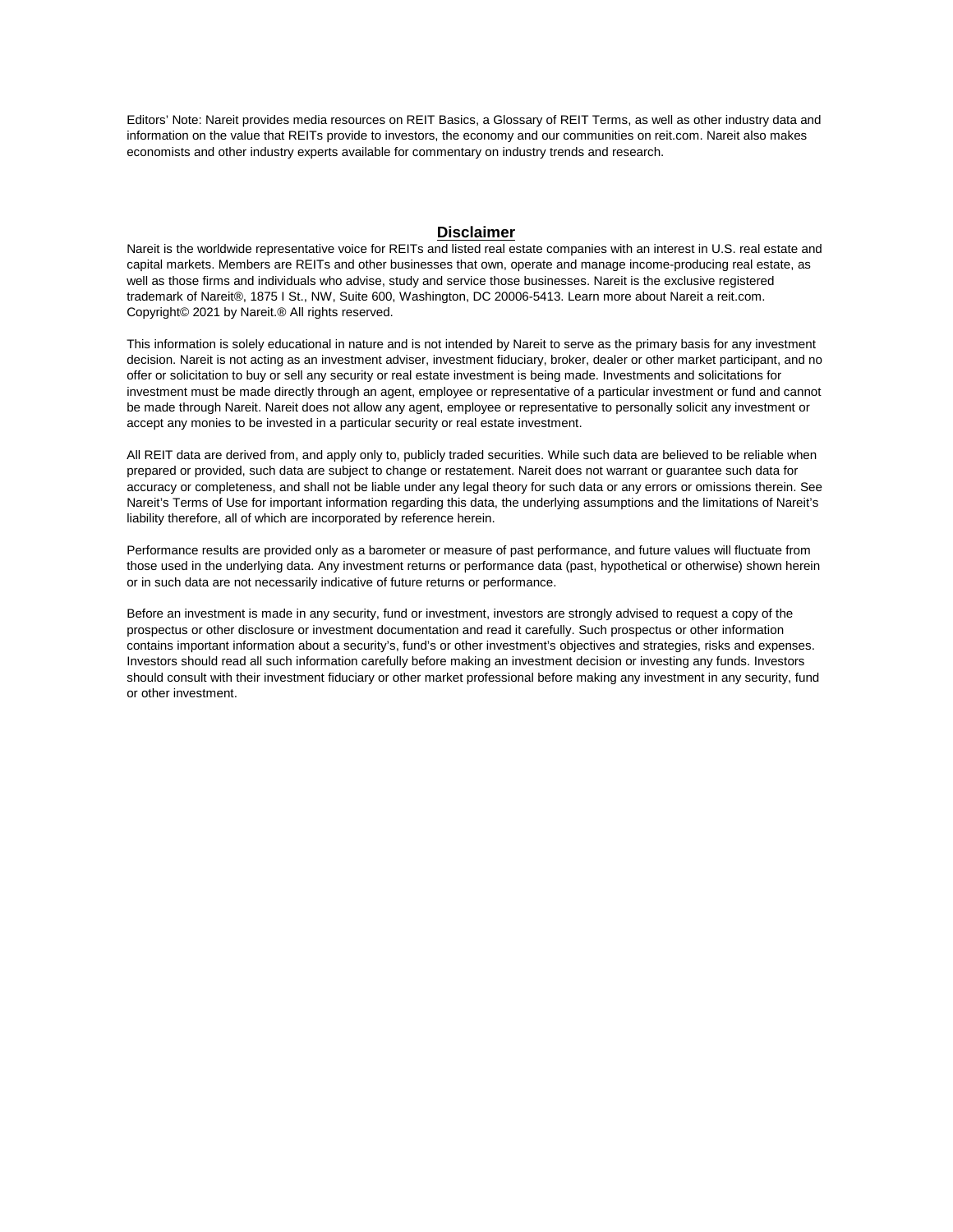Editors' Note: Nareit provides media resources on REIT Basics, a Glossary of REIT Terms, as well as other industry data and information on the value that REITs provide to investors, the economy and our communities on reit.com. Nareit also makes economists and other industry experts available for commentary on industry trends and research.

## Disclaimer

Nareit is the worldwide representative voice for REITs and listed real estate companies with an interest in U.S. real estate and capital markets. Members are REITs and other businesses that own, operate and manage income-producing real estate, as well as those firms and individuals who advise, study and service those businesses. Nareit is the exclusive registered trademark of Nareit®, 1875 I St., NW, Suite 600, Washington, DC 20006-5413. Learn more about Nareit a reit.com. Copyright© 2021 by Nareit.® All rights reserved.

This information is solely educational in nature and is not intended by Nareit to serve as the primary basis for any investment decision. Nareit is not acting as an investment adviser, investment fiduciary, broker, dealer or other market participant, and no offer or solicitation to buy or sell any security or real estate investment is being made. Investments and solicitations for investment must be made directly through an agent, employee or representative of a particular investment or fund and cannot be made through Nareit. Nareit does not allow any agent, employee or representative to personally solicit any investment or accept any monies to be invested in a particular security or real estate investment.

All REIT data are derived from, and apply only to, publicly traded securities. While such data are believed to be reliable when prepared or provided, such data are subject to change or restatement. Nareit does not warrant or guarantee such data for accuracy or completeness, and shall not be liable under any legal theory for such data or any errors or omissions therein. See Nareit's Terms of Use for important information regarding this data, the underlying assumptions and the limitations of Nareit's liability therefore, all of which are incorporated by reference herein.

Performance results are provided only as a barometer or measure of past performance, and future values will fluctuate from those used in the underlying data. Any investment returns or performance data (past, hypothetical or otherwise) shown herein or in such data are not necessarily indicative of future returns or performance.

Before an investment is made in any security, fund or investment, investors are strongly advised to request a copy of the prospectus or other disclosure or investment documentation and read it carefully. Such prospectus or other information contains important information about a security's, fund's or other investment's objectives and strategies, risks and expenses. Investors should read all such information carefully before making an investment decision or investing any funds. Investors should consult with their investment fiduciary or other market professional before making any investment in any security, fund or other investment.